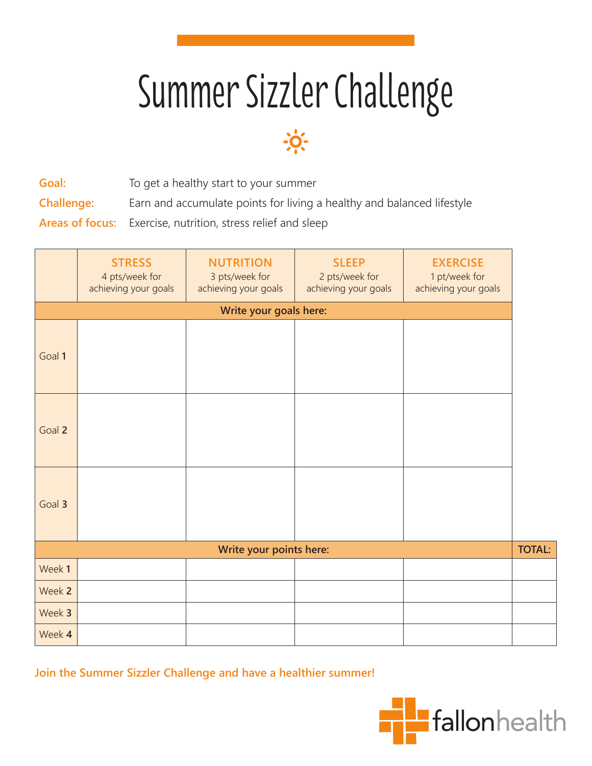# Summer Sizzler Challenge

**Goal:** To get a healthy start to your summer

**Challenge:** Earn and accumulate points for living a healthy and balanced lifestyle

**Areas of focus:** Exercise, nutrition, stress relief and sleep

| | STRESS 4 pts/week for achieving your goals | NUTRITION 3 pts/week for achieving your goals | SLEEP 2 pts/week for achieving your goals | EXERCISE 1 pt/week for achieving your goals | |
|---|---|---|---|---|---|
| **Write your goals here:** | | | | | |
| Goal **1** | | | | | |
| Goal **2** | | | | | |
| Goal **3** | | | | | |
| **Write your points here:** | | | | | **TOTAL:** |
| Week **1** | | | | | |
| Week **2** | | | | | |
| Week **3** | | | | | |
| Week **4** | | | | | |

**Join the Summer Sizzler Challenge and have a healthier summer!**

fallonhealth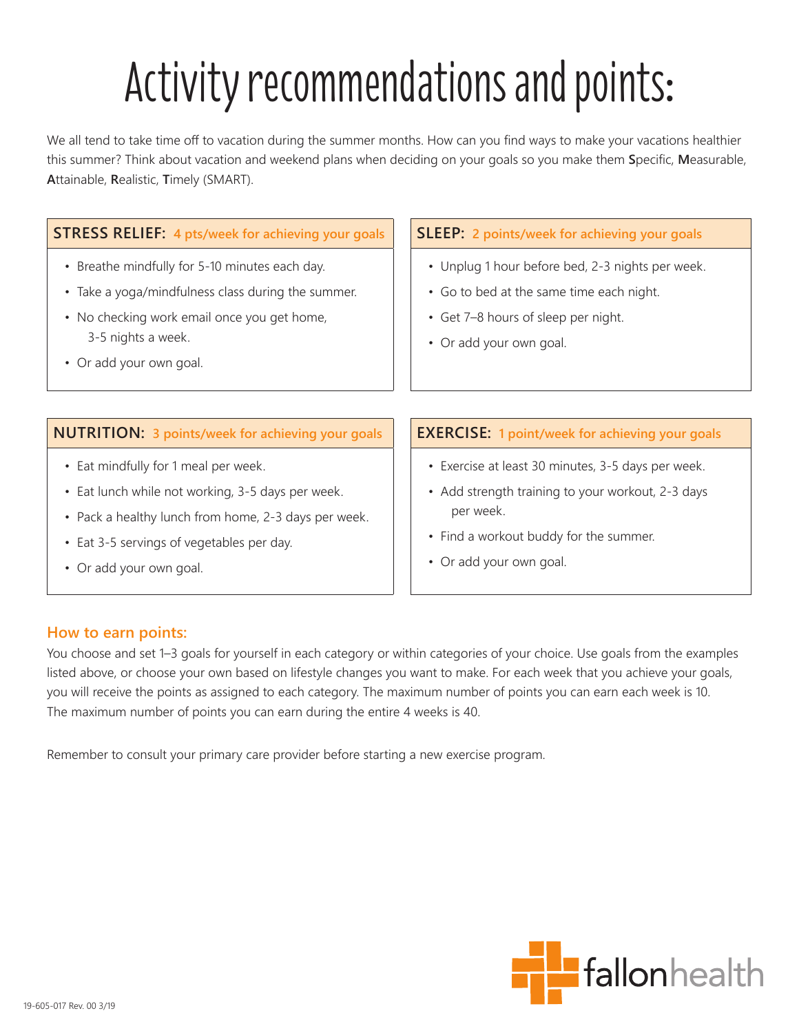# Activity recommendations and points:

We all tend to take time off to vacation during the summer months. How can you find ways to make your vacations healthier this summer? Think about vacation and weekend plans when deciding on your goals so you make them **S**pecific, **M**easurable, **A**ttainable, **R**ealistic, **T**imely (SMART).

### STRESS RELIEF: 4 pts/week for achieving your goals

- Breathe mindfully for 5-10 minutes each day.
- Take a yoga/mindfulness class during the summer.
- No checking work email once you get home, 3-5 nights a week.
- Or add your own goal.

### SLEEP: 2 points/week for achieving your goals

- Unplug 1 hour before bed, 2-3 nights per week.
- Go to bed at the same time each night.
- Get 7–8 hours of sleep per night.
- Or add your own goal.

### NUTRITION: 3 points/week for achieving your goals

- Eat mindfully for 1 meal per week.
- Eat lunch while not working, 3-5 days per week.
- Pack a healthy lunch from home, 2-3 days per week.
- Eat 3-5 servings of vegetables per day.
- Or add your own goal.

### EXERCISE: 1 point/week for achieving your goals

- Exercise at least 30 minutes, 3-5 days per week.
- Add strength training to your workout, 2-3 days per week.
- Find a workout buddy for the summer.
- Or add your own goal.

## How to earn points:

You choose and set 1–3 goals for yourself in each category or within categories of your choice. Use goals from the examples listed above, or choose your own based on lifestyle changes you want to make. For each week that you achieve your goals, you will receive the points as assigned to each category. The maximum number of points you can earn each week is 10. The maximum number of points you can earn during the entire 4 weeks is 40.

Remember to consult your primary care provider before starting a new exercise program.

fallonhealth

19-605-017 Rev. 00 3/19